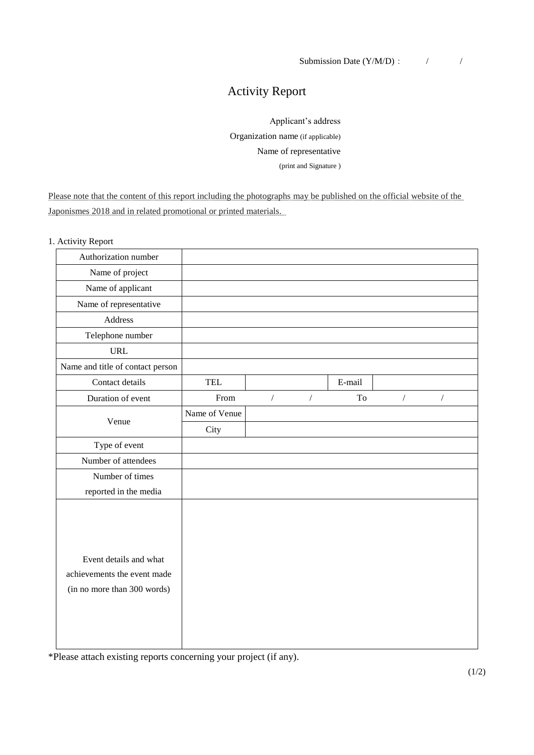Submission Date (Y/M/D)： / /

# Activity Report

Applicant's address

Organization name (if applicable)

Name of representative

(print and Signature )

Please note that the content of this report including the photographs may be published on the official website of the Japonismes 2018 and in related promotional or printed materials.

1. Activity Report

| | | | | |
|---|---|---|---|---|
| Authorization number | | | | |
| Name of project | | | | |
| Name of applicant | | | | |
| Name of representative | | | | |
| Address | | | | |
| Telephone number | | | | |
| URL | | | | |
| Name and title of contact person | | | | |
| Contact details | TEL | | E-mail | |
| Duration of event | From | / / | To | / / |
| Venue | Name of Venue | | | |
| | City | | | |
| Type of event | | | | |
| Number of attendees | | | | |
| Number of times reported in the media | | | | |
| Event details and what achievements the event made (in no more than 300 words) | | | | |

*Please attach existing reports concerning your project (if any).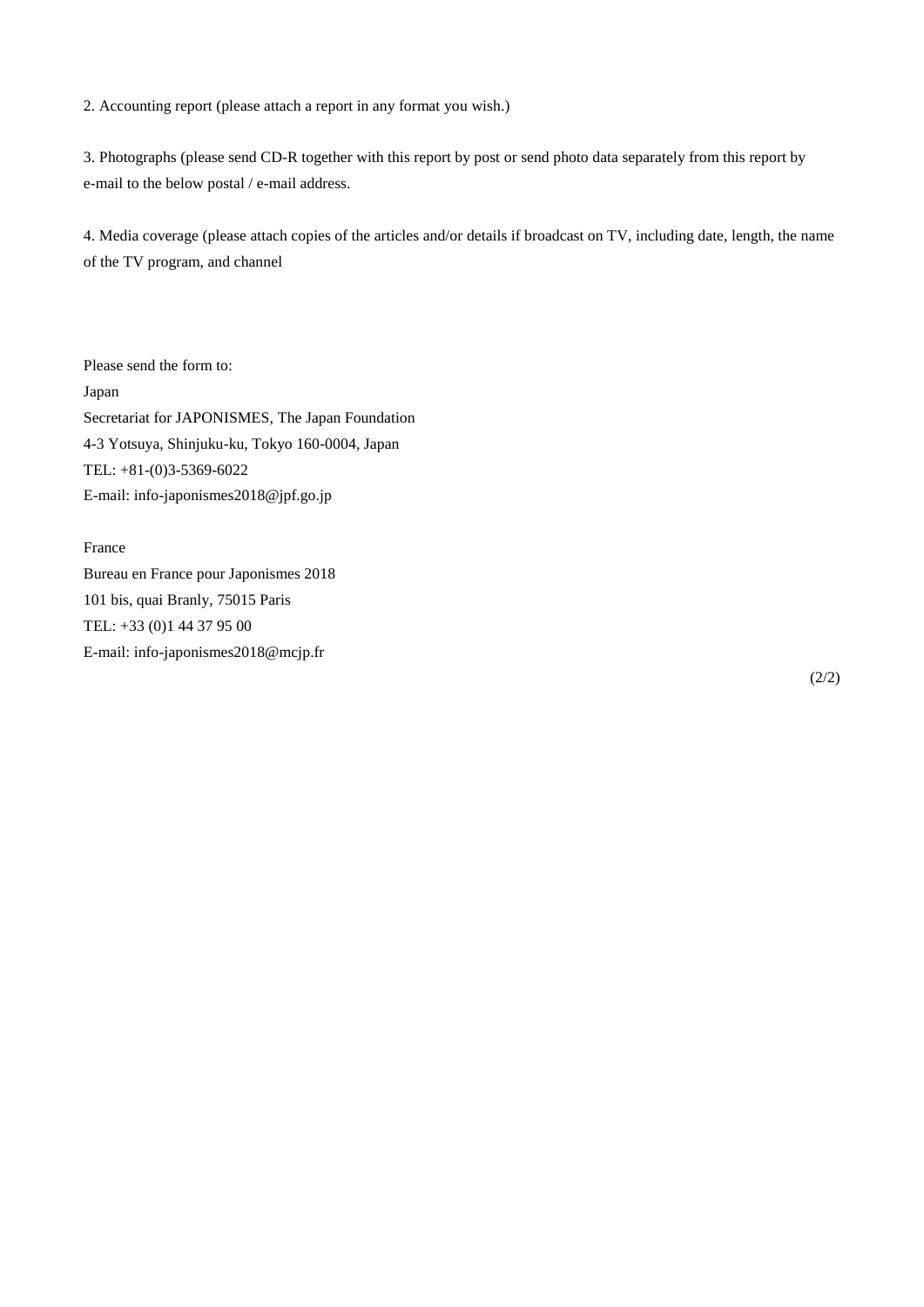2. Accounting report (please attach a report in any format you wish.)

3. Photographs (please send CD-R together with this report by post or send photo data separately from this report by e-mail to the below postal / e-mail address.

4. Media coverage (please attach copies of the articles and/or details if broadcast on TV, including date, length, the name of the TV program, and channel

Please send the form to:

Japan
Secretariat for JAPONISMES, The Japan Foundation
4-3 Yotsuya, Shinjuku-ku, Tokyo 160-0004, Japan
TEL: +81-(0)3-5369-6022
E-mail: info-japonismes2018@jpf.go.jp

France
Bureau en France pour Japonismes 2018
101 bis, quai Branly, 75015 Paris
TEL: +33 (0)1 44 37 95 00
E-mail: info-japonismes2018@mcjp.fr